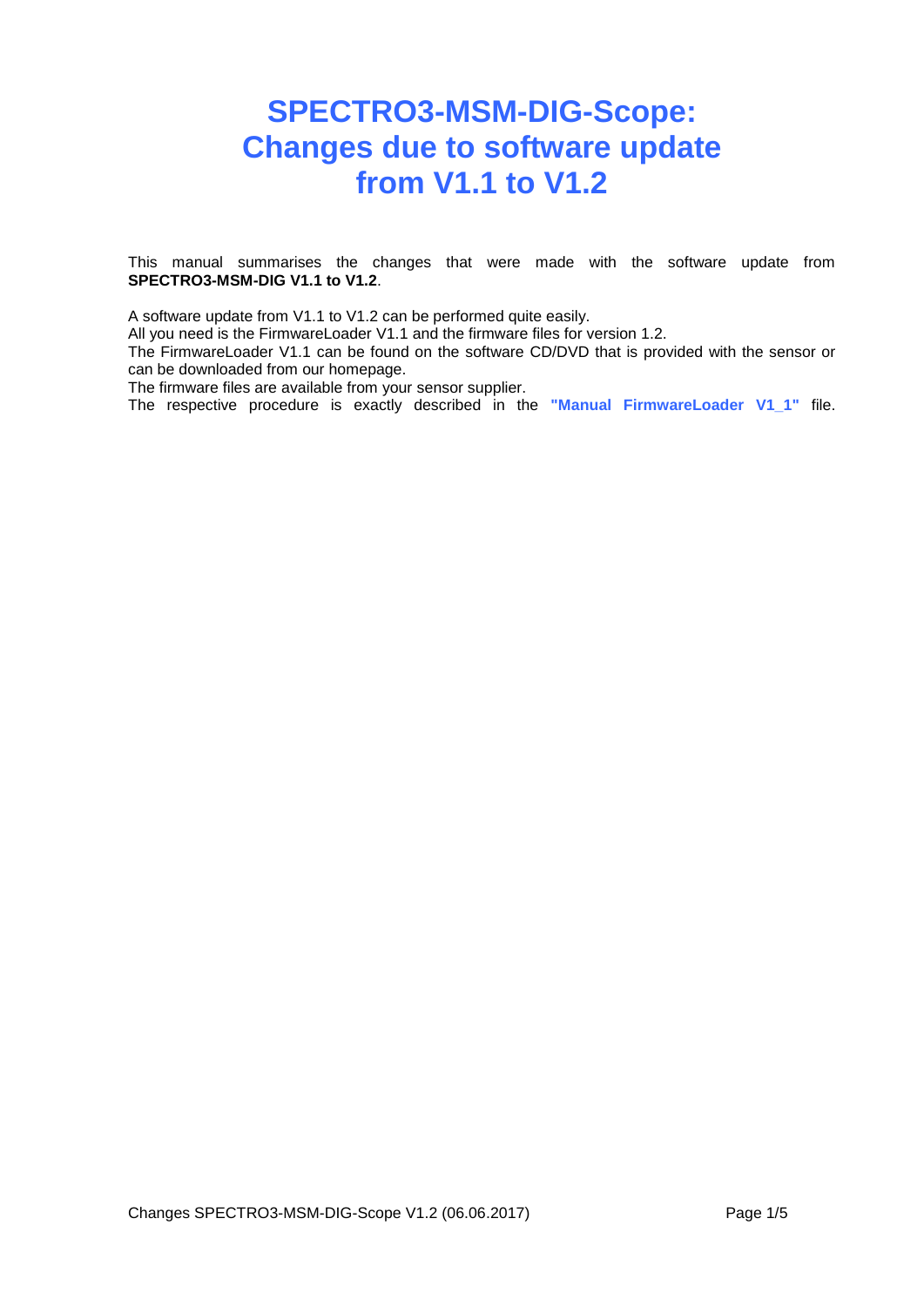# SPECTRO3-MSM-DIG-Scope: Changes due to software update from V1.1 to V1.2

This manual summarises the changes that were made with the software update from **SPECTRO3-MSM-DIG V1.1 to V1.2**.

A software update from V1.1 to V1.2 can be performed quite easily.
All you need is the FirmwareLoader V1.1 and the firmware files for version 1.2.
The FirmwareLoader V1.1 can be found on the software CD/DVD that is provided with the sensor or can be downloaded from our homepage.
The firmware files are available from your sensor supplier.
The respective procedure is exactly described in the **"Manual FirmwareLoader V1_1"** file.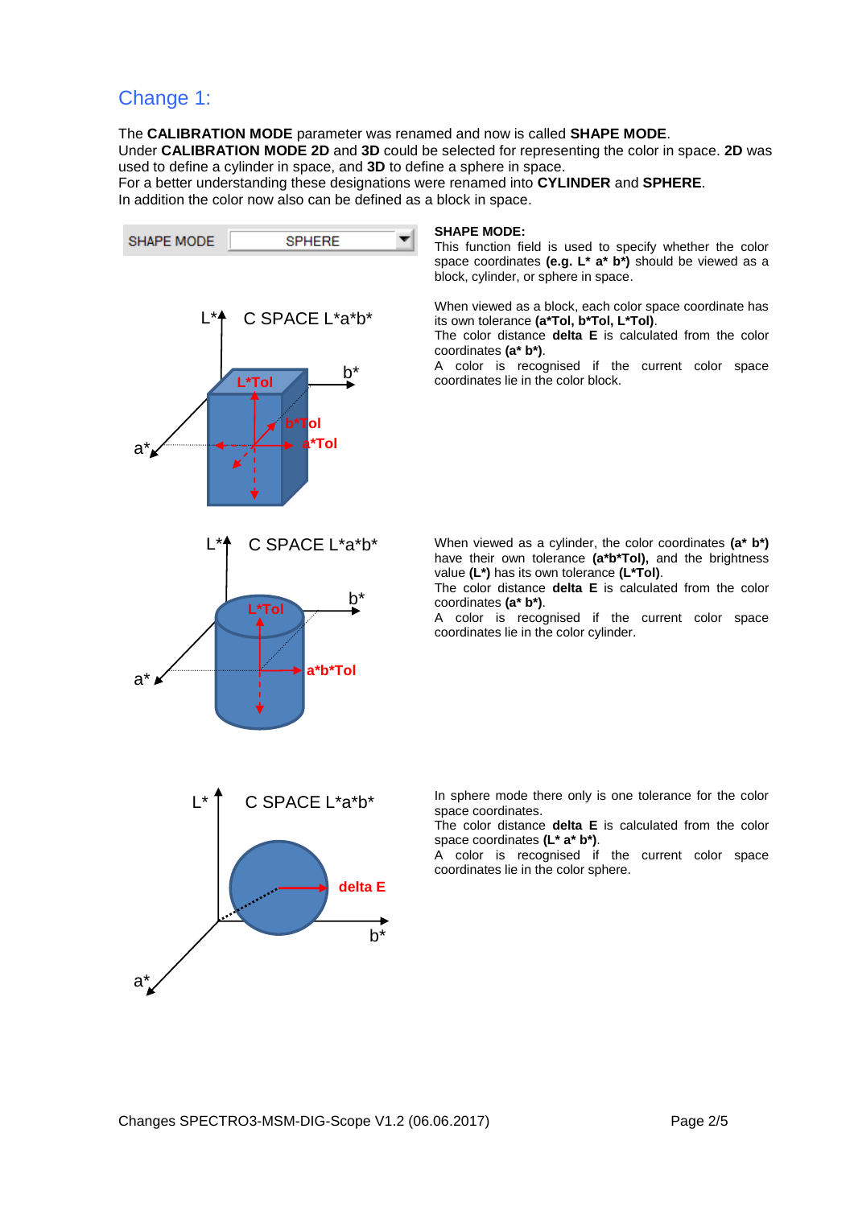## Change 1:

The **CALIBRATION MODE** parameter was renamed and now is called **SHAPE MODE**.
Under **CALIBRATION MODE 2D** and **3D** could be selected for representing the color in space. **2D** was used to define a cylinder in space, and **3D** to define a sphere in space.
For a better understanding these designations were renamed into **CYLINDER** and **SPHERE**.
In addition the color now also can be defined as a block in space.

SHAPE MODE | SPHERE

**SHAPE MODE:**
This function field is used to specify whether the color space coordinates **(e.g. L* a* b*)** should be viewed as a block, cylinder, or sphere in space.

When viewed as a block, each color space coordinate has its own tolerance **(a*Tol, b*Tol, L*Tol)**.
The color distance **delta E** is calculated from the color coordinates **(a* b*)**.
A color is recognised if the current color space coordinates lie in the color block.

When viewed as a cylinder, the color coordinates **(a* b*)** have their own tolerance **(a*b*Tol),** and the brightness value **(L*)** has its own tolerance **(L*Tol)**.
The color distance **delta E** is calculated from the color coordinates **(a* b*)**.
A color is recognised if the current color space coordinates lie in the color cylinder.

In sphere mode there only is one tolerance for the color space coordinates.
The color distance **delta E** is calculated from the color space coordinates **(L* a* b*)**.
A color is recognised if the current color space coordinates lie in the color sphere.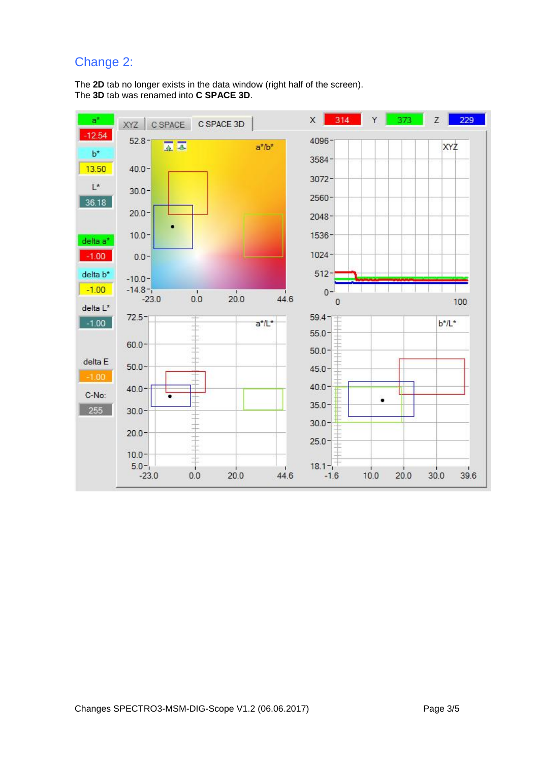## Change 2:

The **2D** tab no longer exists in the data window (right half of the screen).
The **3D** tab was renamed into **C SPACE 3D**.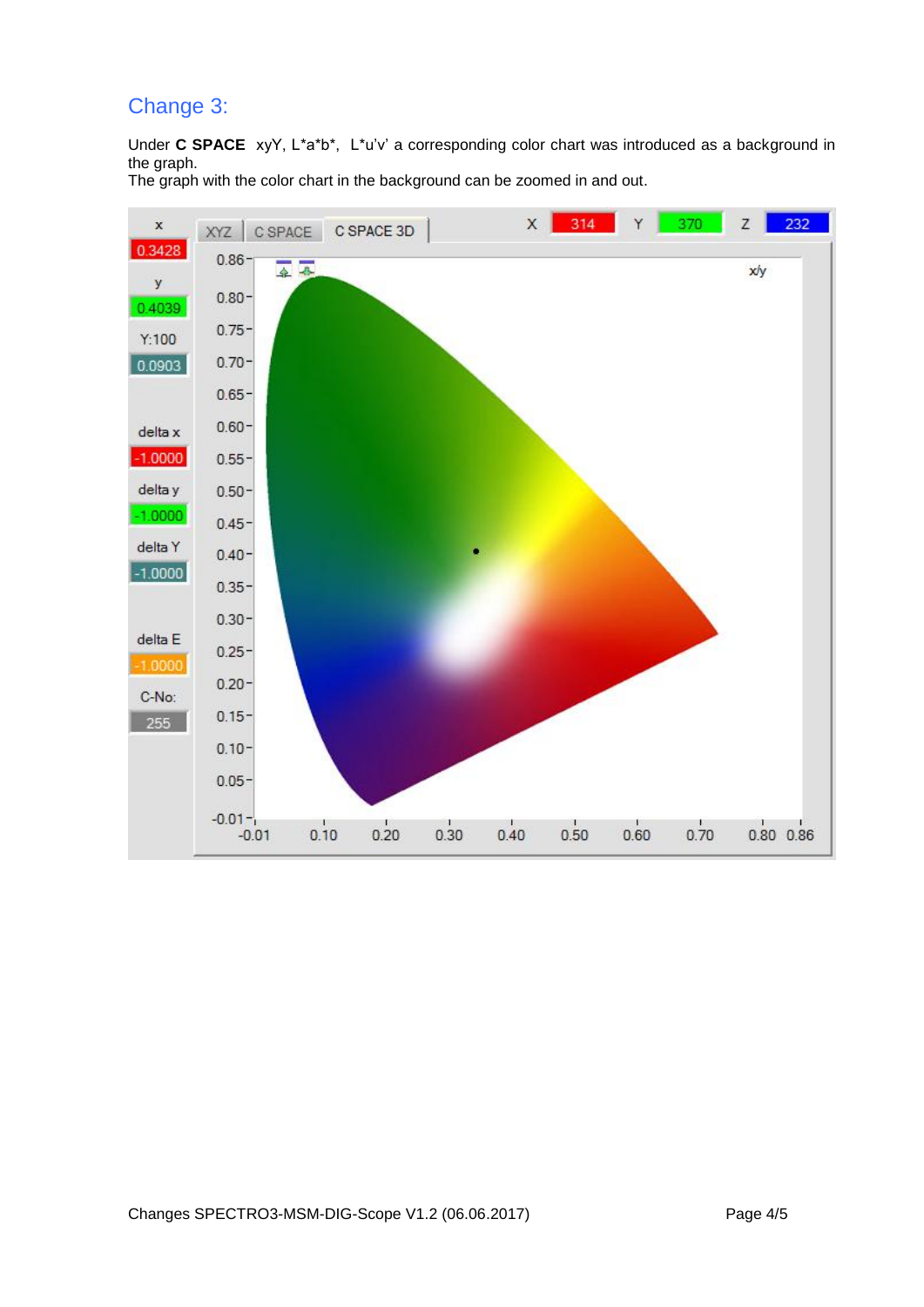## Change 3:

Under **C SPACE** xyY, L*a*b*, L*u'v' a corresponding color chart was introduced as a background in the graph.
The graph with the color chart in the background can be zoomed in and out.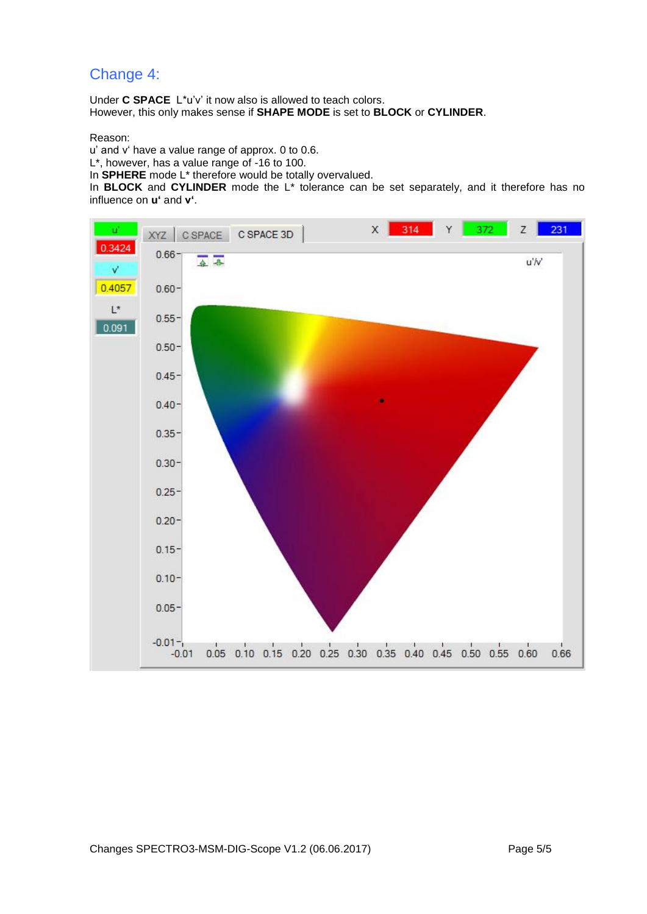## Change 4:

Under **C SPACE** L*u'v' it now also is allowed to teach colors.
However, this only makes sense if **SHAPE MODE** is set to **BLOCK** or **CYLINDER**.

Reason:
u' and v' have a value range of approx. 0 to 0.6.
L*, however, has a value range of -16 to 100.
In **SPHERE** mode L* therefore would be totally overvalued.
In **BLOCK** and **CYLINDER** mode the L* tolerance can be set separately, and it therefore has no influence on **u'** and **v'**.

u'
0.3424
v'
0.4057
L*
0.091

XYZ
C SPACE
C SPACE 3D

X 314
Y 372
Z 231

u'/v'

0.66
0.60
0.55
0.50
0.45
0.40
0.35
0.30
0.25
0.20
0.15
0.10
0.05
-0.01

-0.01 0.05 0.10 0.15 0.20 0.25 0.30 0.35 0.40 0.45 0.50 0.55 0.60 0.66